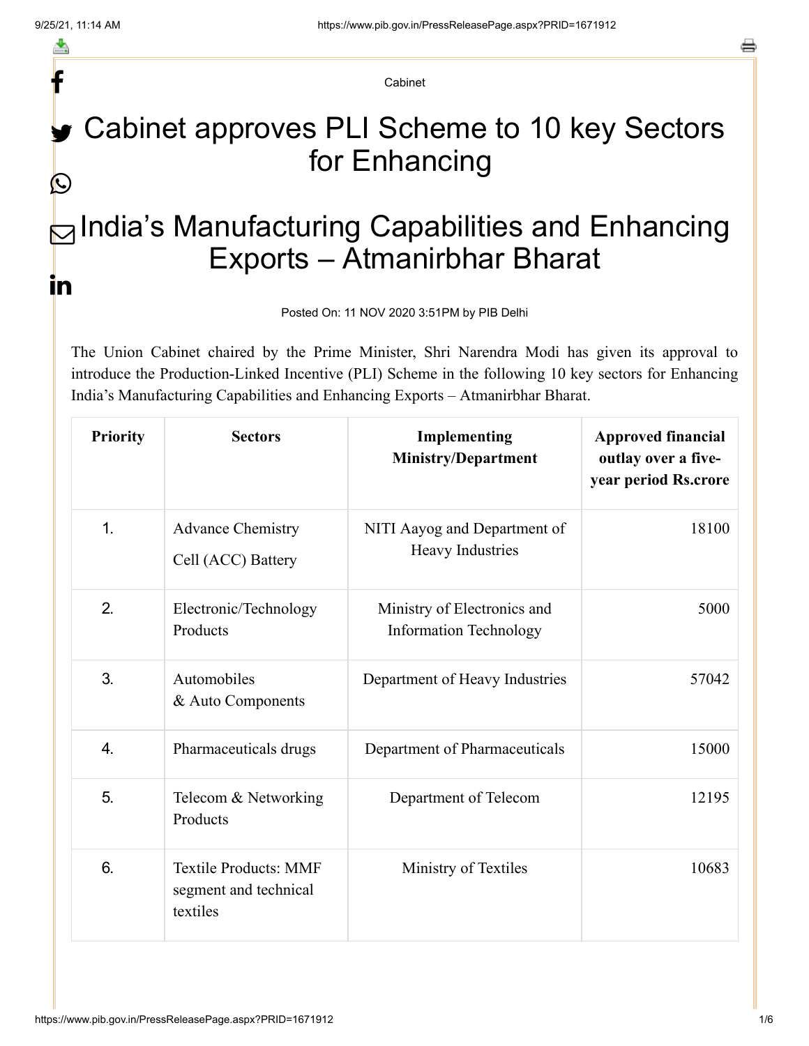Cabinet

# Cabinet approves PLI Scheme to 10 key Sectors for Enhancing

# India's Manufacturing Capabilities and Enhancing Exports – Atmanirbhar Bharat

Posted On: 11 NOV 2020 3:51PM by PIB Delhi

The Union Cabinet chaired by the Prime Minister, Shri Narendra Modi has given its approval to introduce the Production-Linked Incentive (PLI) Scheme in the following 10 key sectors for Enhancing India's Manufacturing Capabilities and Enhancing Exports – Atmanirbhar Bharat.

| Priority | Sectors | Implementing Ministry/Department | Approved financial outlay over a five-year period Rs.crore |
|---|---|---|---|
| 1. | Advance Chemistry Cell (ACC) Battery | NITI Aayog and Department of Heavy Industries | 18100 |
| 2. | Electronic/Technology Products | Ministry of Electronics and Information Technology | 5000 |
| 3. | Automobiles & Auto Components | Department of Heavy Industries | 57042 |
| 4. | Pharmaceuticals drugs | Department of Pharmaceuticals | 15000 |
| 5. | Telecom & Networking Products | Department of Telecom | 12195 |
| 6. | Textile Products: MMF segment and technical textiles | Ministry of Textiles | 10683 |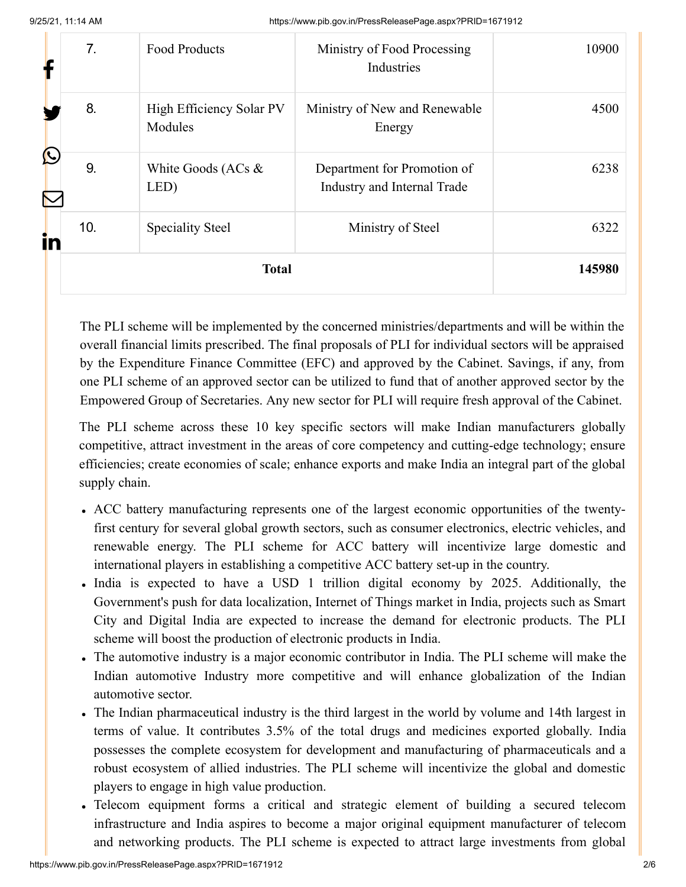| 7. | Food Products | Ministry of Food Processing Industries | 10900 |
|---|---|---|---|
| 8. | High Efficiency Solar PV Modules | Ministry of New and Renewable Energy | 4500 |
| 9. | White Goods (ACs & LED) | Department for Promotion of Industry and Internal Trade | 6238 |
| 10. | Speciality Steel | Ministry of Steel | 6322 |
| **Total** | | | **145980** |

The PLI scheme will be implemented by the concerned ministries/departments and will be within the overall financial limits prescribed. The final proposals of PLI for individual sectors will be appraised by the Expenditure Finance Committee (EFC) and approved by the Cabinet. Savings, if any, from one PLI scheme of an approved sector can be utilized to fund that of another approved sector by the Empowered Group of Secretaries. Any new sector for PLI will require fresh approval of the Cabinet.

The PLI scheme across these 10 key specific sectors will make Indian manufacturers globally competitive, attract investment in the areas of core competency and cutting-edge technology; ensure efficiencies; create economies of scale; enhance exports and make India an integral part of the global supply chain.

- ACC battery manufacturing represents one of the largest economic opportunities of the twenty-first century for several global growth sectors, such as consumer electronics, electric vehicles, and renewable energy. The PLI scheme for ACC battery will incentivize large domestic and international players in establishing a competitive ACC battery set-up in the country.
- India is expected to have a USD 1 trillion digital economy by 2025. Additionally, the Government's push for data localization, Internet of Things market in India, projects such as Smart City and Digital India are expected to increase the demand for electronic products. The PLI scheme will boost the production of electronic products in India.
- The automotive industry is a major economic contributor in India. The PLI scheme will make the Indian automotive Industry more competitive and will enhance globalization of the Indian automotive sector.
- The Indian pharmaceutical industry is the third largest in the world by volume and 14th largest in terms of value. It contributes 3.5% of the total drugs and medicines exported globally. India possesses the complete ecosystem for development and manufacturing of pharmaceuticals and a robust ecosystem of allied industries. The PLI scheme will incentivize the global and domestic players to engage in high value production.
- Telecom equipment forms a critical and strategic element of building a secured telecom infrastructure and India aspires to become a major original equipment manufacturer of telecom and networking products. The PLI scheme is expected to attract large investments from global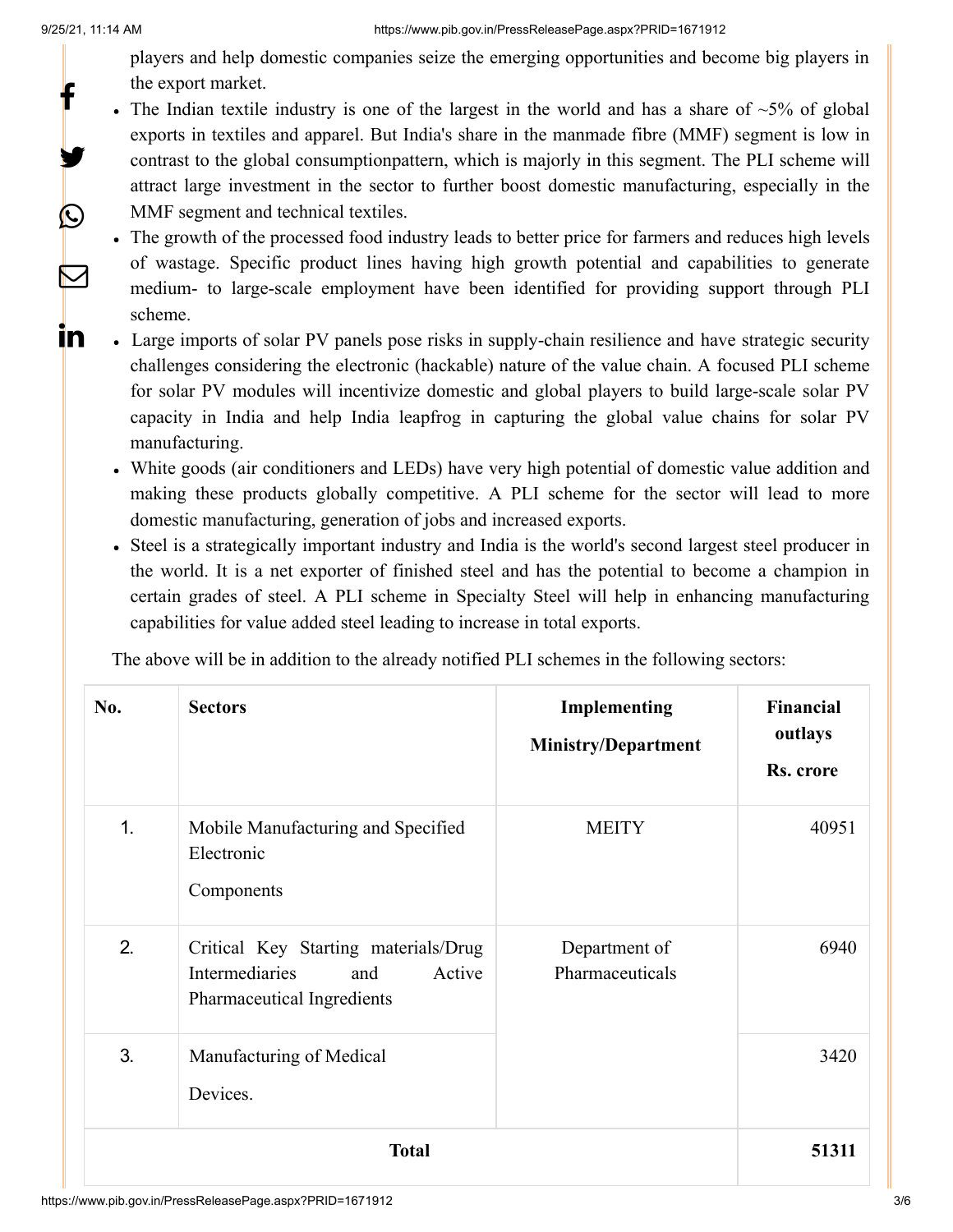players and help domestic companies seize the emerging opportunities and become big players in the export market.

- The Indian textile industry is one of the largest in the world and has a share of ~5% of global exports in textiles and apparel. But India's share in the manmade fibre (MMF) segment is low in contrast to the global consumptionpattern, which is majorly in this segment. The PLI scheme will attract large investment in the sector to further boost domestic manufacturing, especially in the MMF segment and technical textiles.
- The growth of the processed food industry leads to better price for farmers and reduces high levels of wastage. Specific product lines having high growth potential and capabilities to generate medium- to large-scale employment have been identified for providing support through PLI scheme.
- Large imports of solar PV panels pose risks in supply-chain resilience and have strategic security challenges considering the electronic (hackable) nature of the value chain. A focused PLI scheme for solar PV modules will incentivize domestic and global players to build large-scale solar PV capacity in India and help India leapfrog in capturing the global value chains for solar PV manufacturing.
- White goods (air conditioners and LEDs) have very high potential of domestic value addition and making these products globally competitive. A PLI scheme for the sector will lead to more domestic manufacturing, generation of jobs and increased exports.
- Steel is a strategically important industry and India is the world's second largest steel producer in the world. It is a net exporter of finished steel and has the potential to become a champion in certain grades of steel. A PLI scheme in Specialty Steel will help in enhancing manufacturing capabilities for value added steel leading to increase in total exports.

The above will be in addition to the already notified PLI schemes in the following sectors:

| No. | Sectors | Implementing Ministry/Department | Financial outlays Rs. crore |
|---|---|---|---|
| 1. | Mobile Manufacturing and Specified Electronic Components | MEITY | 40951 |
| 2. | Critical Key Starting materials/Drug Intermediaries and Active Pharmaceutical Ingredients | Department of Pharmaceuticals | 6940 |
| 3. | Manufacturing of Medical Devices. | | 3420 |
| **Total** | | | **51311** |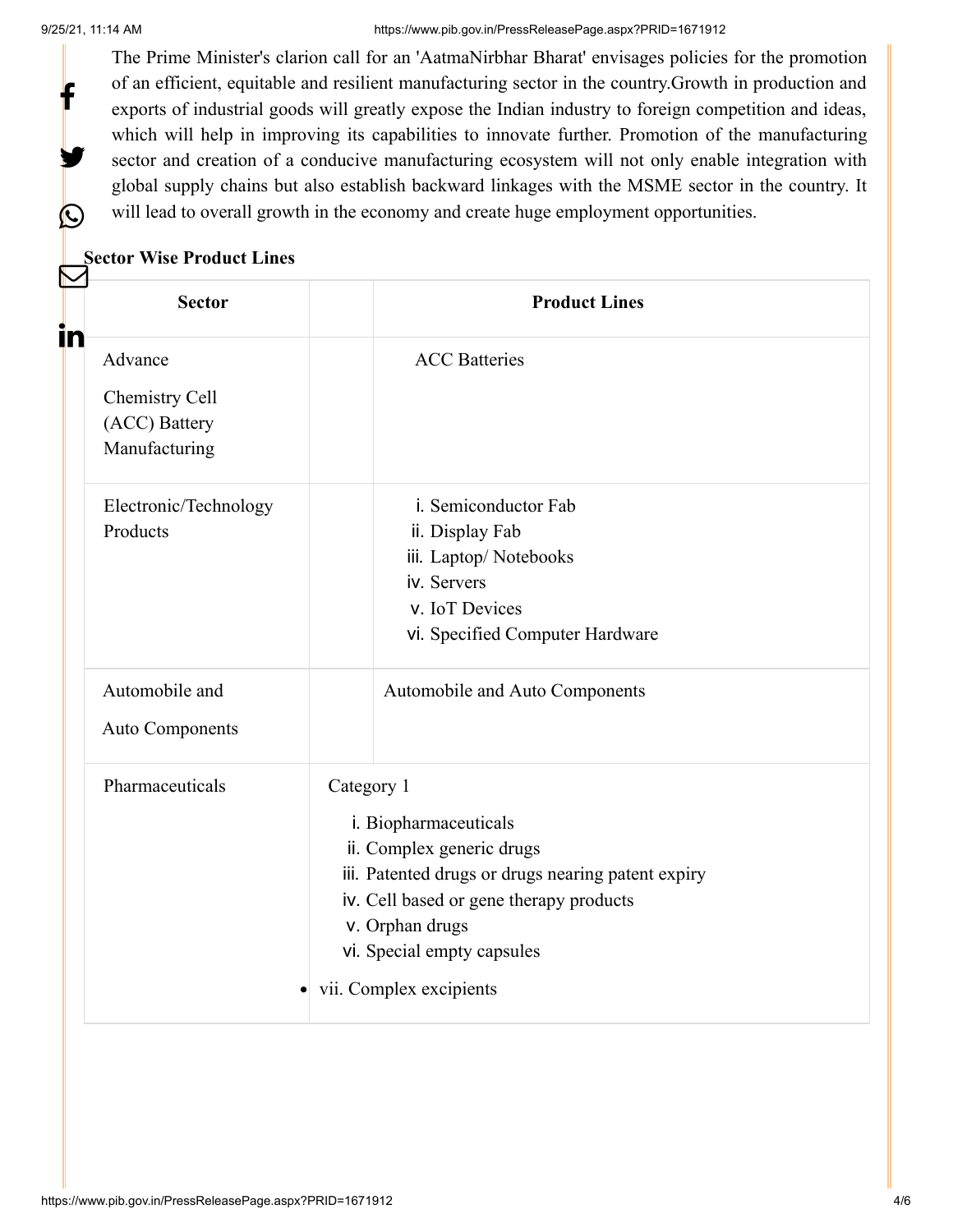The Prime Minister's clarion call for an 'AatmaNirbhar Bharat' envisages policies for the promotion of an efficient, equitable and resilient manufacturing sector in the country.Growth in production and exports of industrial goods will greatly expose the Indian industry to foreign competition and ideas, which will help in improving its capabilities to innovate further. Promotion of the manufacturing sector and creation of a conducive manufacturing ecosystem will not only enable integration with global supply chains but also establish backward linkages with the MSME sector in the country. It will lead to overall growth in the economy and create huge employment opportunities.

**Sector Wise Product Lines**

| Sector | | Product Lines |
|---|---|---|
| Advance Chemistry Cell (ACC) Battery Manufacturing | | ACC Batteries |
| Electronic/Technology Products | | i. Semiconductor Fab<br>ii. Display Fab<br>iii. Laptop/ Notebooks<br>iv. Servers<br>v. IoT Devices<br>vi. Specified Computer Hardware |
| Automobile and Auto Components | | Automobile and Auto Components |
| Pharmaceuticals | Category 1<br>i. Biopharmaceuticals<br>ii. Complex generic drugs<br>iii. Patented drugs or drugs nearing patent expiry<br>iv. Cell based or gene therapy products<br>v. Orphan drugs<br>vi. Special empty capsules<br>• vii. Complex excipients | |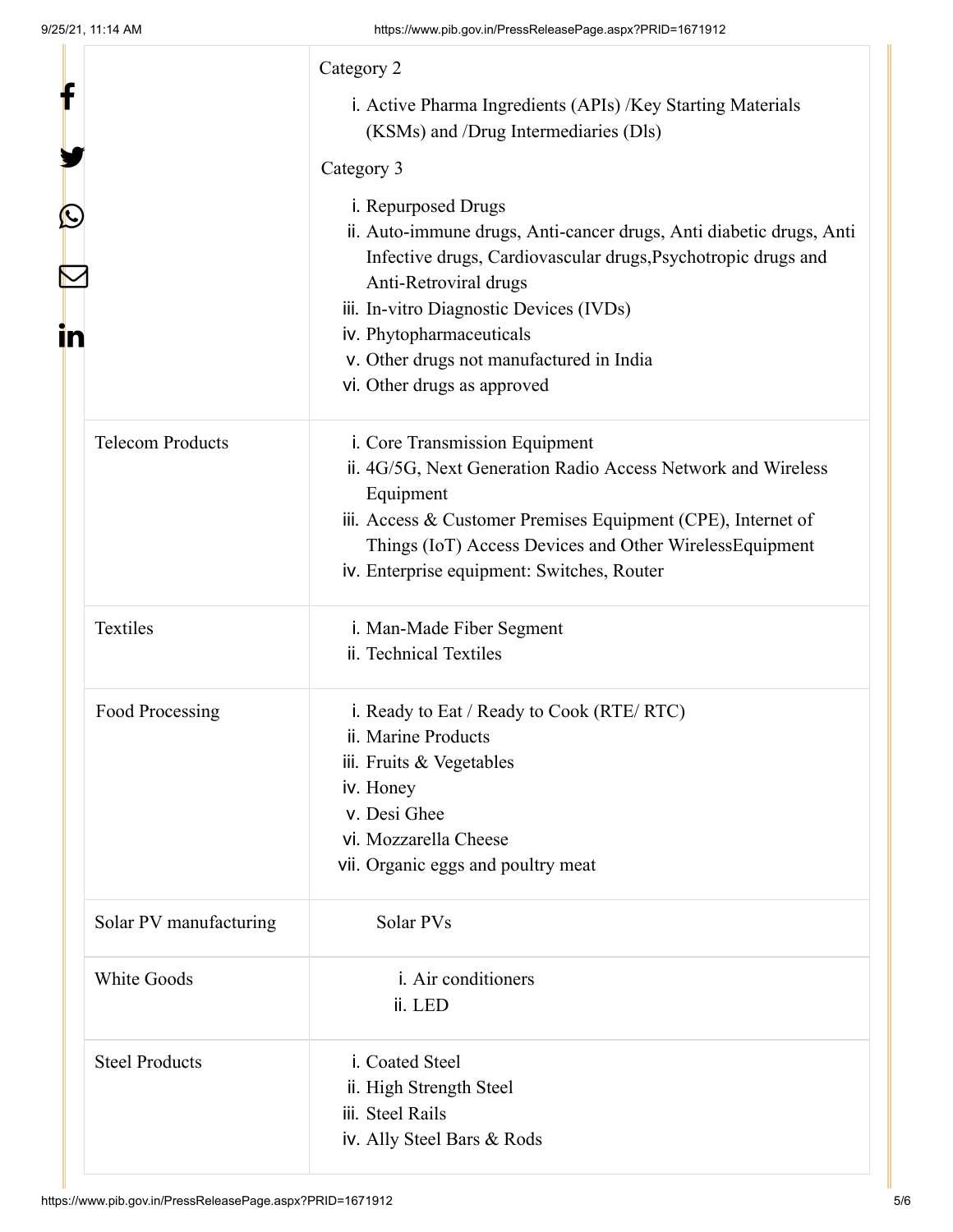| | |
|---|---|
| | Category 2<br>i. Active Pharma Ingredients (APIs) /Key Starting Materials (KSMs) and /Drug Intermediaries (Dls)<br>Category 3<br>i. Repurposed Drugs<br>ii. Auto-immune drugs, Anti-cancer drugs, Anti diabetic drugs, Anti Infective drugs, Cardiovascular drugs,Psychotropic drugs and Anti-Retroviral drugs<br>iii. In-vitro Diagnostic Devices (IVDs)<br>iv. Phytopharmaceuticals<br>v. Other drugs not manufactured in India<br>vi. Other drugs as approved |
| Telecom Products | i. Core Transmission Equipment<br>ii. 4G/5G, Next Generation Radio Access Network and Wireless Equipment<br>iii. Access & Customer Premises Equipment (CPE), Internet of Things (IoT) Access Devices and Other WirelessEquipment<br>iv. Enterprise equipment: Switches, Router |
| Textiles | i. Man-Made Fiber Segment<br>ii. Technical Textiles |
| Food Processing | i. Ready to Eat / Ready to Cook (RTE/ RTC)<br>ii. Marine Products<br>iii. Fruits & Vegetables<br>iv. Honey<br>v. Desi Ghee<br>vi. Mozzarella Cheese<br>vii. Organic eggs and poultry meat |
| Solar PV manufacturing | Solar PVs |
| White Goods | i. Air conditioners<br>ii. LED |
| Steel Products | i. Coated Steel<br>ii. High Strength Steel<br>iii. Steel Rails<br>iv. Ally Steel Bars & Rods |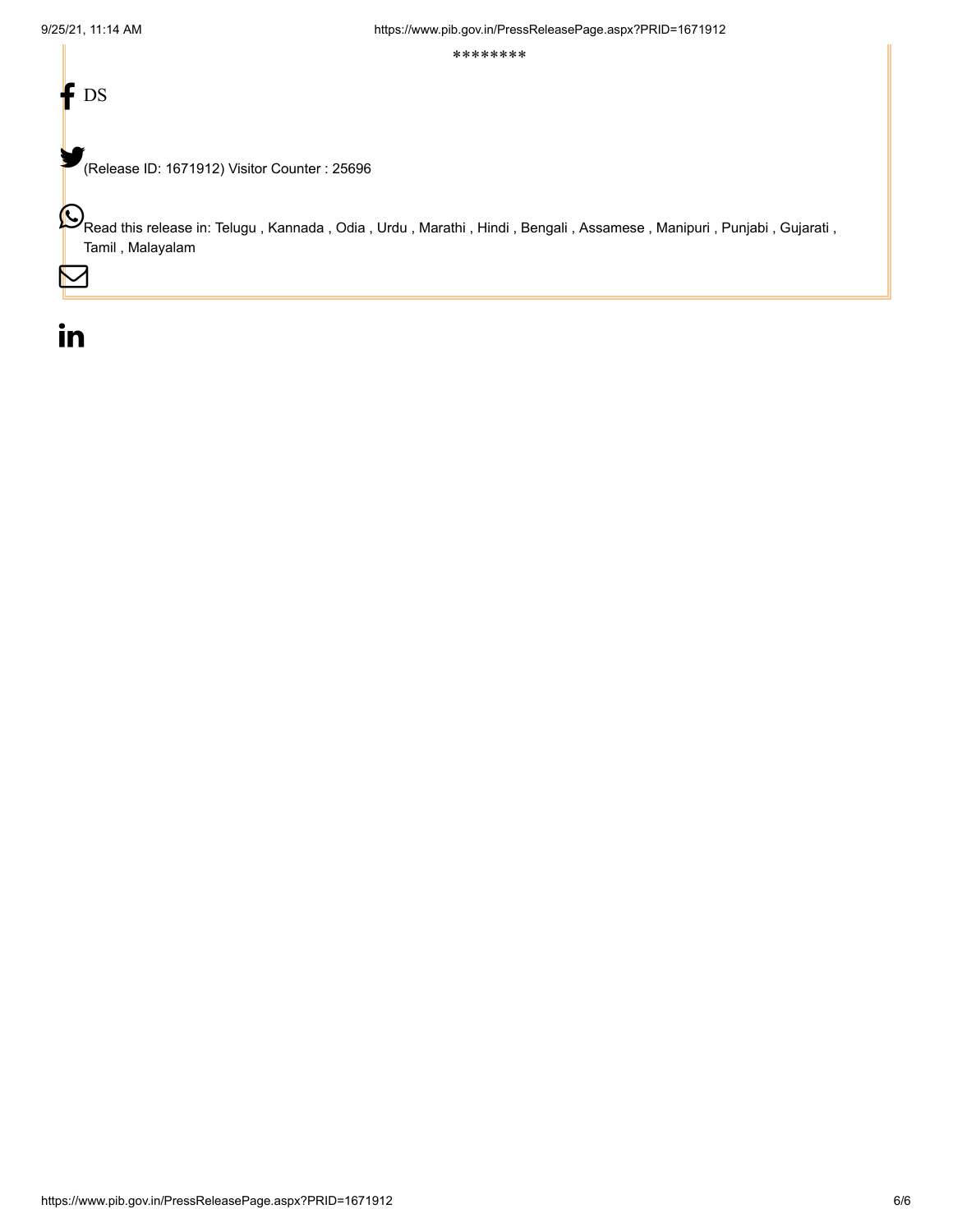********

DS

(Release ID: 1671912) Visitor Counter : 25696

Read this release in: Telugu , Kannada , Odia , Urdu , Marathi , Hindi , Bengali , Assamese , Manipuri , Punjabi , Gujarati , Tamil , Malayalam